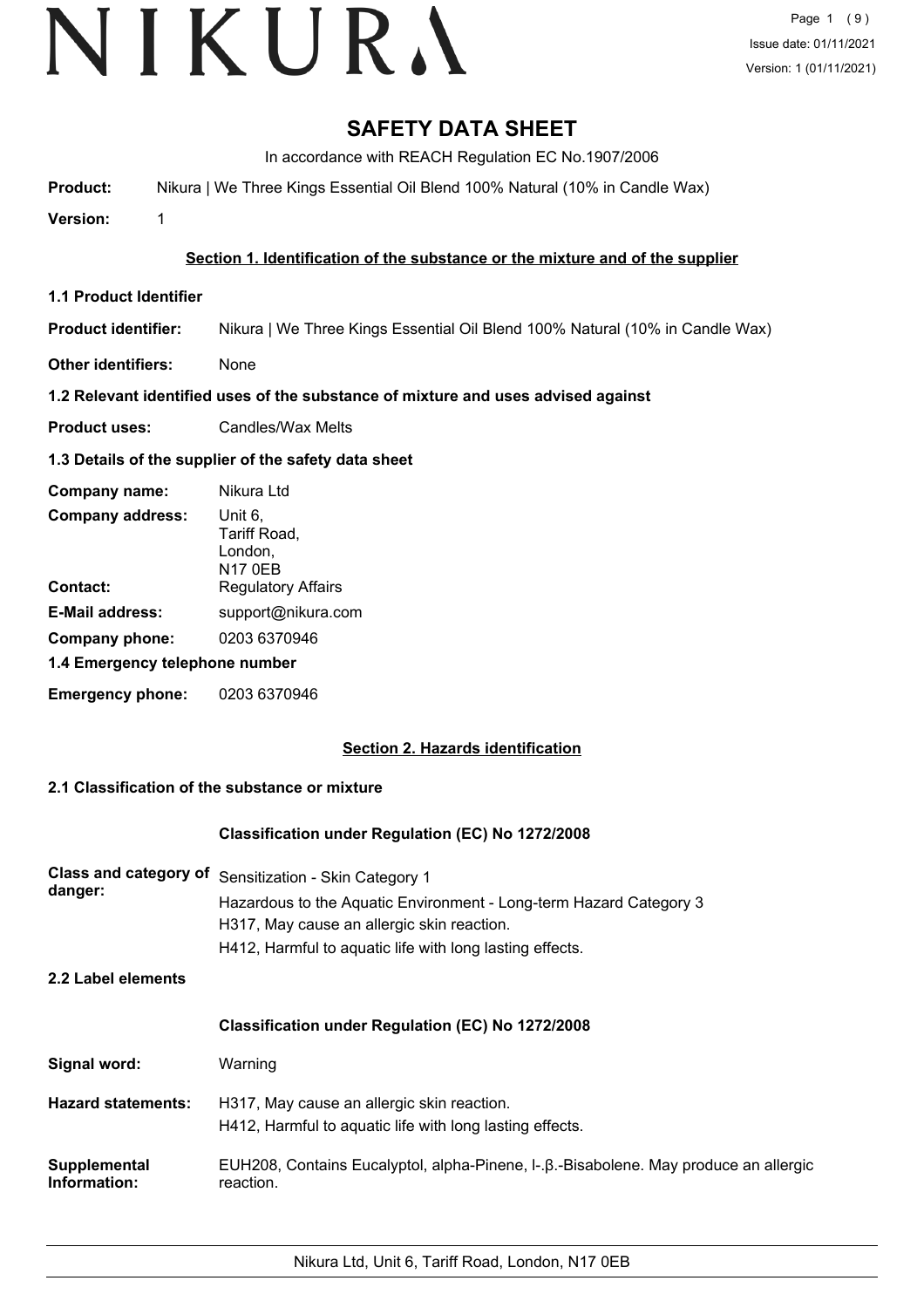# SAFETY DATA SHEET

In accordance with REACH Regulation EC No.1907/2006

**Product:** Nikura | We Three Kings Essential Oil Blend 100% Natural (10% in Candle Wax)

**Version:** 1

## Section 1. Identification of the substance or the mixture and of the supplier

### 1.1 Product Identifier

**Product identifier:** Nikura | We Three Kings Essential Oil Blend 100% Natural (10% in Candle Wax)

**Other identifiers:** None

### 1.2 Relevant identified uses of the substance of mixture and uses advised against

**Product uses:** Candles/Wax Melts

### 1.3 Details of the supplier of the safety data sheet

**Company name:** Nikura Ltd

**Company address:** Unit 6, Tariff Road, London, N17 0EB

**Contact:** Regulatory Affairs

**E-Mail address:** support@nikura.com

**Company phone:** 0203 6370946

### 1.4 Emergency telephone number

**Emergency phone:** 0203 6370946

## Section 2. Hazards identification

### 2.1 Classification of the substance or mixture

**Classification under Regulation (EC) No 1272/2008**

**Class and category of danger:** Sensitization - Skin Category 1
Hazardous to the Aquatic Environment - Long-term Hazard Category 3
H317, May cause an allergic skin reaction.
H412, Harmful to aquatic life with long lasting effects.

### 2.2 Label elements

**Classification under Regulation (EC) No 1272/2008**

**Signal word:** Warning

**Hazard statements:** H317, May cause an allergic skin reaction.
H412, Harmful to aquatic life with long lasting effects.

**Supplemental Information:** EUH208, Contains Eucalyptol, alpha-Pinene, l-.β.-Bisabolene. May produce an allergic reaction.

Nikura Ltd, Unit 6, Tariff Road, London, N17 0EB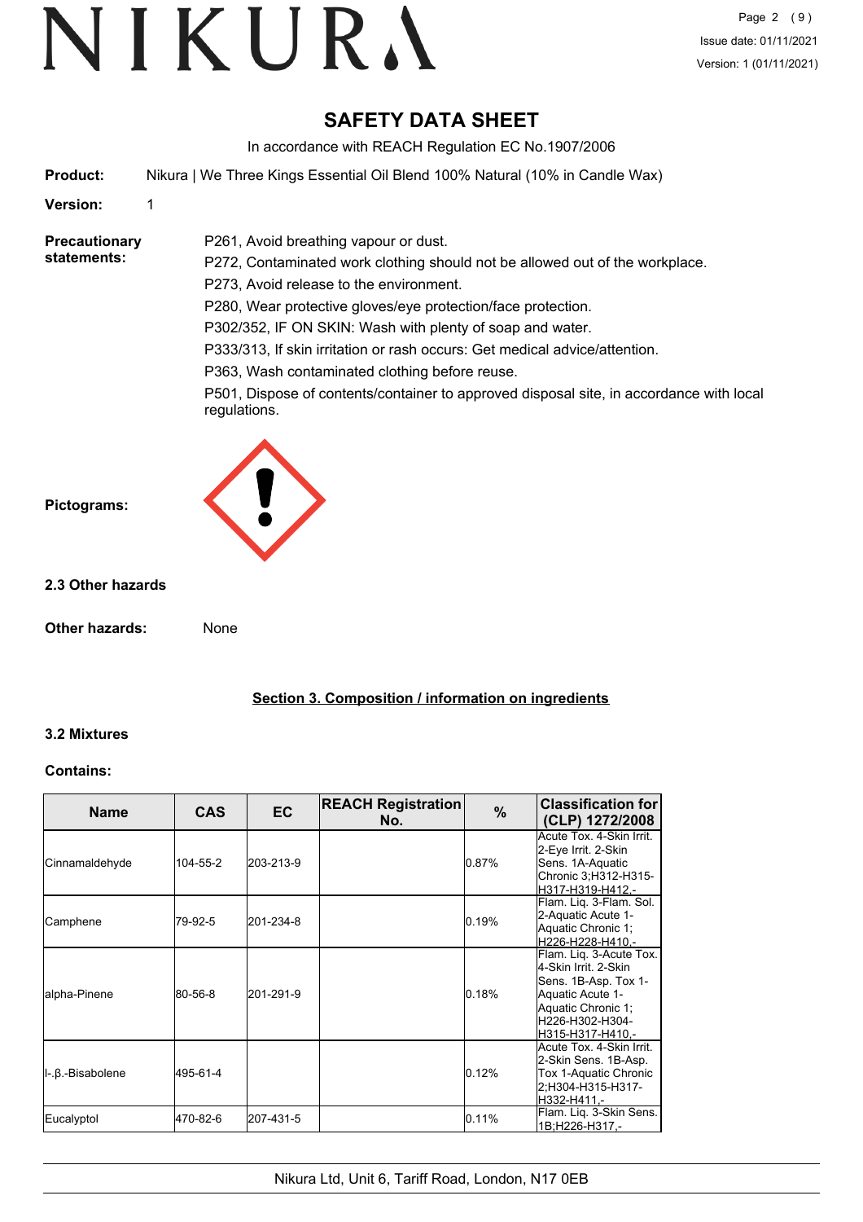# SAFETY DATA SHEET

In accordance with REACH Regulation EC No.1907/2006

**Product:** Nikura | We Three Kings Essential Oil Blend 100% Natural (10% in Candle Wax)

**Version:** 1

**Precautionary statements:**

P261, Avoid breathing vapour or dust.
P272, Contaminated work clothing should not be allowed out of the workplace.
P273, Avoid release to the environment.
P280, Wear protective gloves/eye protection/face protection.
P302/352, IF ON SKIN: Wash with plenty of soap and water.
P333/313, If skin irritation or rash occurs: Get medical advice/attention.
P363, Wash contaminated clothing before reuse.
P501, Dispose of contents/container to approved disposal site, in accordance with local regulations.

**Pictograms:**

### 2.3 Other hazards

**Other hazards:** None

## Section 3. Composition / information on ingredients

### 3.2 Mixtures

**Contains:**

| Name | CAS | EC | REACH Registration No. | % | Classification for (CLP) 1272/2008 |
|---|---|---|---|---|---|
| Cinnamaldehyde | 104-55-2 | 203-213-9 | | 0.87% | Acute Tox. 4-Skin Irrit. 2-Eye Irrit. 2-Skin Sens. 1A-Aquatic Chronic 3;H312-H315-H317-H319-H412,- |
| Camphene | 79-92-5 | 201-234-8 | | 0.19% | Flam. Liq. 3-Flam. Sol. 2-Aquatic Acute 1-Aquatic Chronic 1;H226-H228-H410,- |
| alpha-Pinene | 80-56-8 | 201-291-9 | | 0.18% | Flam. Liq. 3-Acute Tox. 4-Skin Irrit. 2-Skin Sens. 1B-Asp. Tox 1-Aquatic Acute 1-Aquatic Chronic 1;H226-H302-H304-H315-H317-H410,- |
| l-.β.-Bisabolene | 495-61-4 | | | 0.12% | Acute Tox. 4-Skin Irrit. 2-Skin Sens. 1B-Asp. Tox 1-Aquatic Chronic 2;H304-H315-H317-H332-H411,- |
| Eucalyptol | 470-82-6 | 207-431-5 | | 0.11% | Flam. Liq. 3-Skin Sens. 1B;H226-H317,- |

Nikura Ltd, Unit 6, Tariff Road, London, N17 0EB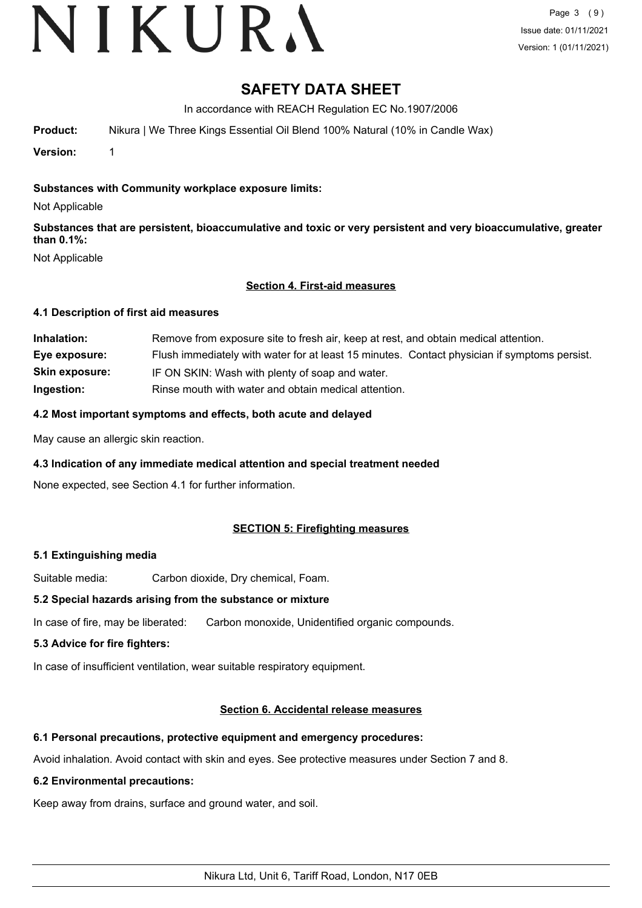# SAFETY DATA SHEET

In accordance with REACH Regulation EC No.1907/2006

**Product:** Nikura | We Three Kings Essential Oil Blend 100% Natural (10% in Candle Wax)

**Version:** 1

**Substances with Community workplace exposure limits:**

Not Applicable

**Substances that are persistent, bioaccumulative and toxic or very persistent and very bioaccumulative, greater than 0.1%:**

Not Applicable

## Section 4. First-aid measures

### 4.1 Description of first aid measures

| | |
|---|---|
| **Inhalation:** | Remove from exposure site to fresh air, keep at rest, and obtain medical attention. |
| **Eye exposure:** | Flush immediately with water for at least 15 minutes. Contact physician if symptoms persist. |
| **Skin exposure:** | IF ON SKIN: Wash with plenty of soap and water. |
| **Ingestion:** | Rinse mouth with water and obtain medical attention. |

### 4.2 Most important symptoms and effects, both acute and delayed

May cause an allergic skin reaction.

### 4.3 Indication of any immediate medical attention and special treatment needed

None expected, see Section 4.1 for further information.

## SECTION 5: Firefighting measures

### 5.1 Extinguishing media

Suitable media: Carbon dioxide, Dry chemical, Foam.

### 5.2 Special hazards arising from the substance or mixture

In case of fire, may be liberated: Carbon monoxide, Unidentified organic compounds.

### 5.3 Advice for fire fighters:

In case of insufficient ventilation, wear suitable respiratory equipment.

## Section 6. Accidental release measures

### 6.1 Personal precautions, protective equipment and emergency procedures:

Avoid inhalation. Avoid contact with skin and eyes. See protective measures under Section 7 and 8.

### 6.2 Environmental precautions:

Keep away from drains, surface and ground water, and soil.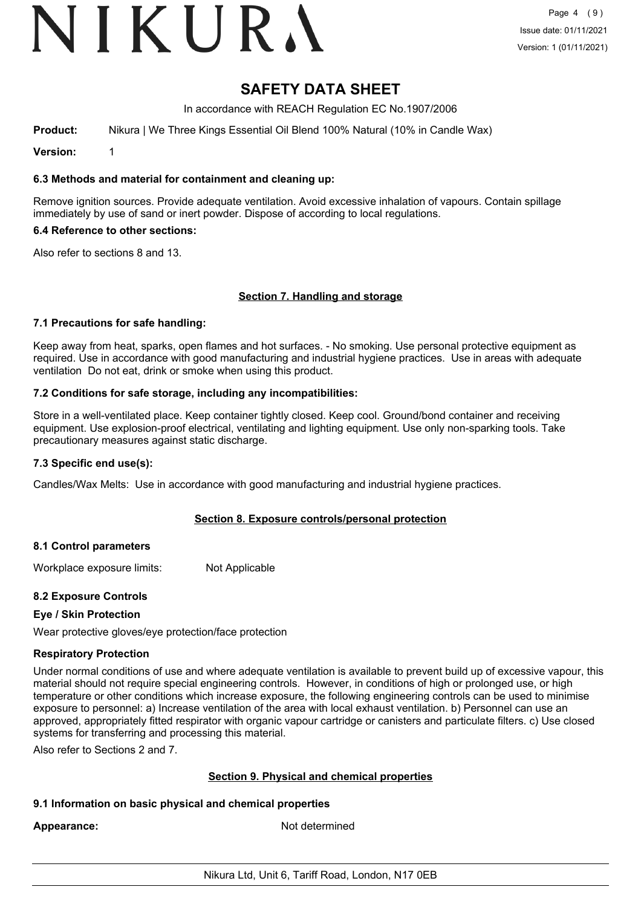# SAFETY DATA SHEET

In accordance with REACH Regulation EC No.1907/2006

**Product:** Nikura | We Three Kings Essential Oil Blend 100% Natural (10% in Candle Wax)

**Version:** 1

### 6.3 Methods and material for containment and cleaning up:

Remove ignition sources. Provide adequate ventilation. Avoid excessive inhalation of vapours. Contain spillage immediately by use of sand or inert powder. Dispose of according to local regulations.

### 6.4 Reference to other sections:

Also refer to sections 8 and 13.

## Section 7. Handling and storage

### 7.1 Precautions for safe handling:

Keep away from heat, sparks, open flames and hot surfaces. - No smoking. Use personal protective equipment as required. Use in accordance with good manufacturing and industrial hygiene practices. Use in areas with adequate ventilation Do not eat, drink or smoke when using this product.

### 7.2 Conditions for safe storage, including any incompatibilities:

Store in a well-ventilated place. Keep container tightly closed. Keep cool. Ground/bond container and receiving equipment. Use explosion-proof electrical, ventilating and lighting equipment. Use only non-sparking tools. Take precautionary measures against static discharge.

### 7.3 Specific end use(s):

Candles/Wax Melts: Use in accordance with good manufacturing and industrial hygiene practices.

## Section 8. Exposure controls/personal protection

### 8.1 Control parameters

Workplace exposure limits: Not Applicable

### 8.2 Exposure Controls

**Eye / Skin Protection**

Wear protective gloves/eye protection/face protection

**Respiratory Protection**

Under normal conditions of use and where adequate ventilation is available to prevent build up of excessive vapour, this material should not require special engineering controls. However, in conditions of high or prolonged use, or high temperature or other conditions which increase exposure, the following engineering controls can be used to minimise exposure to personnel: a) Increase ventilation of the area with local exhaust ventilation. b) Personnel can use an approved, appropriately fitted respirator with organic vapour cartridge or canisters and particulate filters. c) Use closed systems for transferring and processing this material.

Also refer to Sections 2 and 7.

## Section 9. Physical and chemical properties

### 9.1 Information on basic physical and chemical properties

**Appearance:** Not determined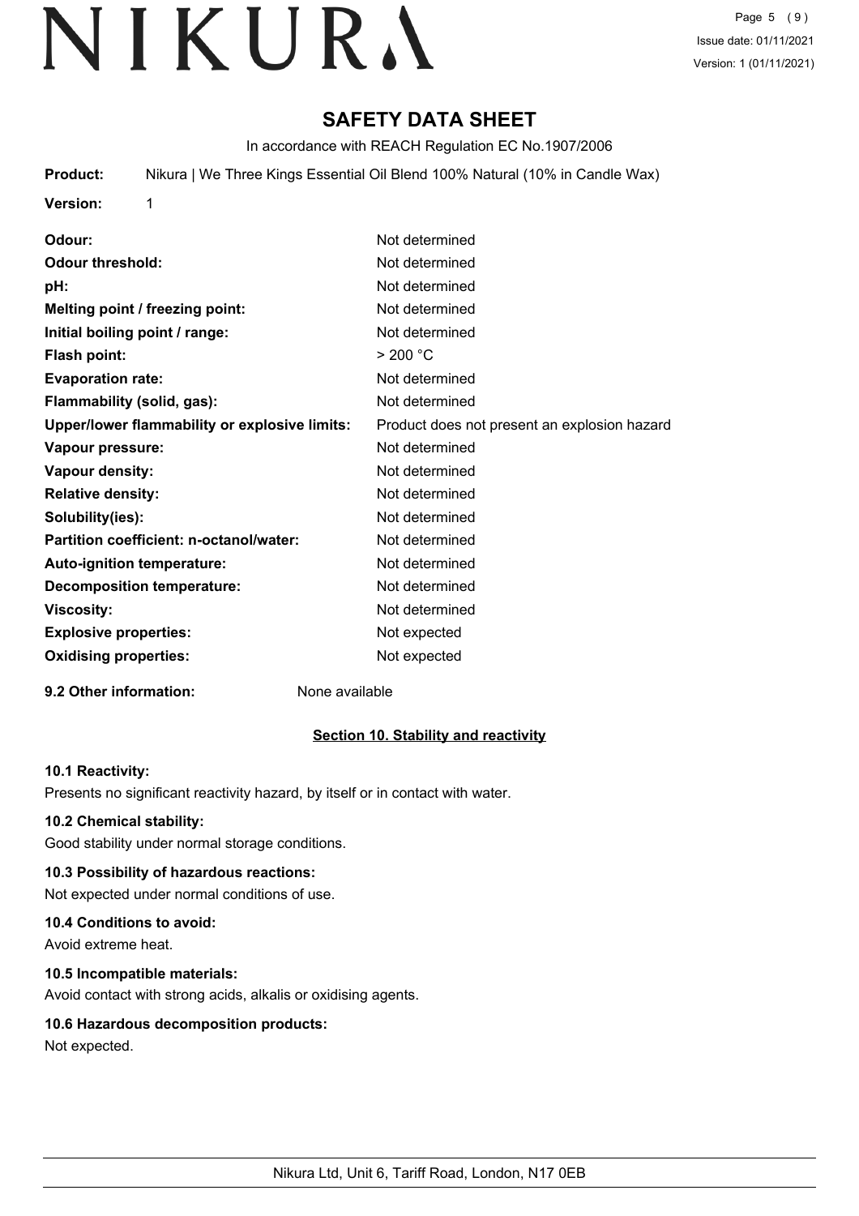# SAFETY DATA SHEET

In accordance with REACH Regulation EC No.1907/2006

**Product:** Nikura | We Three Kings Essential Oil Blend 100% Natural (10% in Candle Wax)

**Version:** 1

| | |
|---|---|
| **Odour:** | Not determined |
| **Odour threshold:** | Not determined |
| **pH:** | Not determined |
| **Melting point / freezing point:** | Not determined |
| **Initial boiling point / range:** | Not determined |
| **Flash point:** | > 200 °C |
| **Evaporation rate:** | Not determined |
| **Flammability (solid, gas):** | Not determined |
| **Upper/lower flammability or explosive limits:** | Product does not present an explosion hazard |
| **Vapour pressure:** | Not determined |
| **Vapour density:** | Not determined |
| **Relative density:** | Not determined |
| **Solubility(ies):** | Not determined |
| **Partition coefficient: n-octanol/water:** | Not determined |
| **Auto-ignition temperature:** | Not determined |
| **Decomposition temperature:** | Not determined |
| **Viscosity:** | Not determined |
| **Explosive properties:** | Not expected |
| **Oxidising properties:** | Not expected |

**9.2 Other information:** None available

## Section 10. Stability and reactivity

### 10.1 Reactivity:

Presents no significant reactivity hazard, by itself or in contact with water.

### 10.2 Chemical stability:

Good stability under normal storage conditions.

### 10.3 Possibility of hazardous reactions:

Not expected under normal conditions of use.

### 10.4 Conditions to avoid:

Avoid extreme heat.

### 10.5 Incompatible materials:

Avoid contact with strong acids, alkalis or oxidising agents.

### 10.6 Hazardous decomposition products:

Not expected.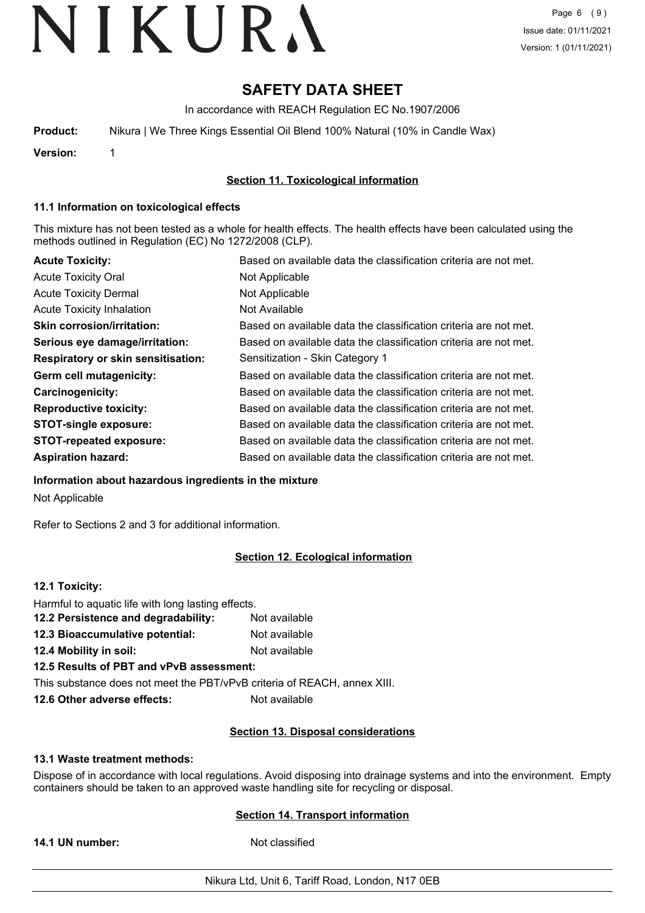# SAFETY DATA SHEET

In accordance with REACH Regulation EC No.1907/2006

**Product:** Nikura | We Three Kings Essential Oil Blend 100% Natural (10% in Candle Wax)

**Version:** 1

## Section 11. Toxicological information

### 11.1 Information on toxicological effects

This mixture has not been tested as a whole for health effects. The health effects have been calculated using the methods outlined in Regulation (EC) No 1272/2008 (CLP).

| | |
|---|---|
| **Acute Toxicity:** | Based on available data the classification criteria are not met. |
| Acute Toxicity Oral | Not Applicable |
| Acute Toxicity Dermal | Not Applicable |
| Acute Toxicity Inhalation | Not Available |
| **Skin corrosion/irritation:** | Based on available data the classification criteria are not met. |
| **Serious eye damage/irritation:** | Based on available data the classification criteria are not met. |
| **Respiratory or skin sensitisation:** | Sensitization - Skin Category 1 |
| **Germ cell mutagenicity:** | Based on available data the classification criteria are not met. |
| **Carcinogenicity:** | Based on available data the classification criteria are not met. |
| **Reproductive toxicity:** | Based on available data the classification criteria are not met. |
| **STOT-single exposure:** | Based on available data the classification criteria are not met. |
| **STOT-repeated exposure:** | Based on available data the classification criteria are not met. |
| **Aspiration hazard:** | Based on available data the classification criteria are not met. |

### Information about hazardous ingredients in the mixture

Not Applicable

Refer to Sections 2 and 3 for additional information.

## Section 12. Ecological information

### 12.1 Toxicity:

Harmful to aquatic life with long lasting effects.

**12.2 Persistence and degradability:** Not available

**12.3 Bioaccumulative potential:** Not available

**12.4 Mobility in soil:** Not available

**12.5 Results of PBT and vPvB assessment:**

This substance does not meet the PBT/vPvB criteria of REACH, annex XIII.

**12.6 Other adverse effects:** Not available

## Section 13. Disposal considerations

### 13.1 Waste treatment methods:

Dispose of in accordance with local regulations. Avoid disposing into drainage systems and into the environment. Empty containers should be taken to an approved waste handling site for recycling or disposal.

## Section 14. Transport information

**14.1 UN number:** Not classified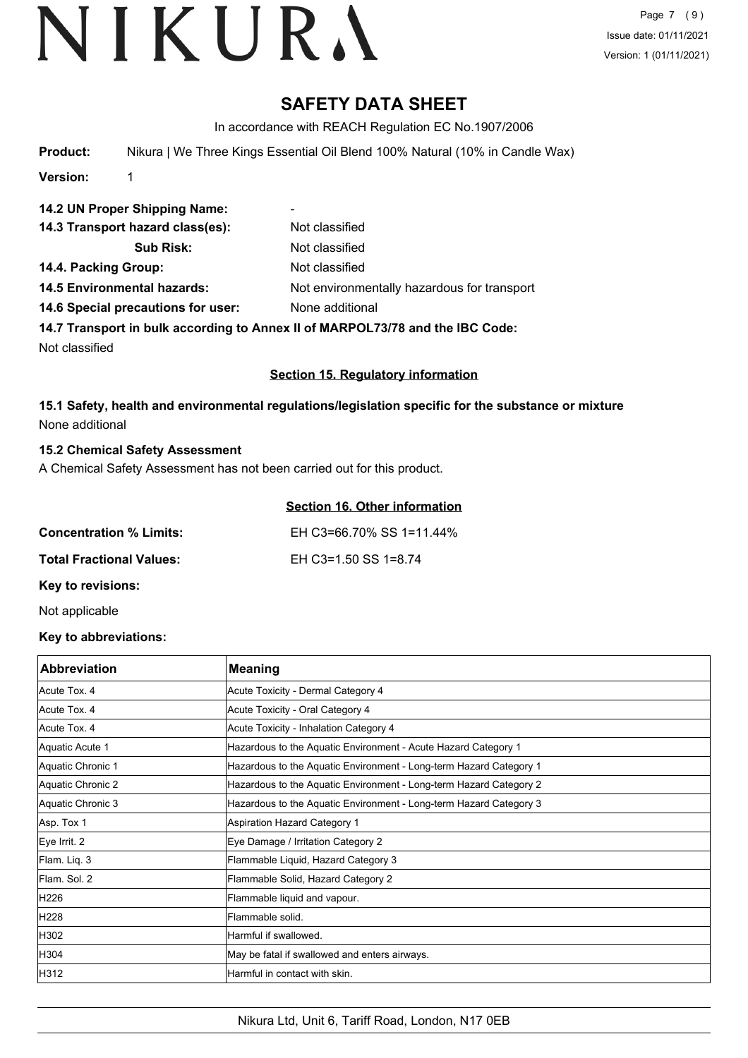# SAFETY DATA SHEET

In accordance with REACH Regulation EC No.1907/2006

**Product:** Nikura | We Three Kings Essential Oil Blend 100% Natural (10% in Candle Wax)

**Version:** 1

**14.2 UN Proper Shipping Name:** -

**14.3 Transport hazard class(es):** Not classified

**Sub Risk:** Not classified

**14.4. Packing Group:** Not classified

**14.5 Environmental hazards:** Not environmentally hazardous for transport

**14.6 Special precautions for user:** None additional

**14.7 Transport in bulk according to Annex II of MARPOL73/78 and the IBC Code:**

Not classified

## Section 15. Regulatory information

**15.1 Safety, health and environmental regulations/legislation specific for the substance or mixture**

None additional

**15.2 Chemical Safety Assessment**

A Chemical Safety Assessment has not been carried out for this product.

## Section 16. Other information

**Concentration % Limits:** EH C3=66.70% SS 1=11.44%

**Total Fractional Values:** EH C3=1.50 SS 1=8.74

**Key to revisions:**

Not applicable

**Key to abbreviations:**

| Abbreviation | Meaning |
|---|---|
| Acute Tox. 4 | Acute Toxicity - Dermal Category 4 |
| Acute Tox. 4 | Acute Toxicity - Oral Category 4 |
| Acute Tox. 4 | Acute Toxicity - Inhalation Category 4 |
| Aquatic Acute 1 | Hazardous to the Aquatic Environment - Acute Hazard Category 1 |
| Aquatic Chronic 1 | Hazardous to the Aquatic Environment - Long-term Hazard Category 1 |
| Aquatic Chronic 2 | Hazardous to the Aquatic Environment - Long-term Hazard Category 2 |
| Aquatic Chronic 3 | Hazardous to the Aquatic Environment - Long-term Hazard Category 3 |
| Asp. Tox 1 | Aspiration Hazard Category 1 |
| Eye Irrit. 2 | Eye Damage / Irritation Category 2 |
| Flam. Liq. 3 | Flammable Liquid, Hazard Category 3 |
| Flam. Sol. 2 | Flammable Solid, Hazard Category 2 |
| H226 | Flammable liquid and vapour. |
| H228 | Flammable solid. |
| H302 | Harmful if swallowed. |
| H304 | May be fatal if swallowed and enters airways. |
| H312 | Harmful in contact with skin. |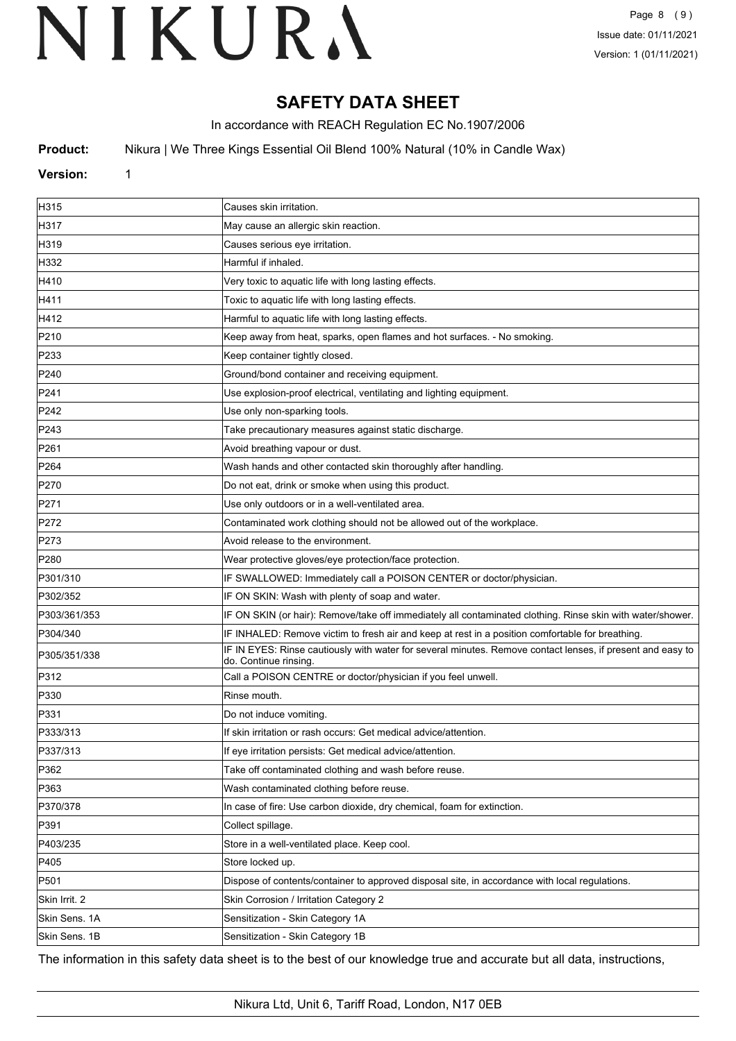# SAFETY DATA SHEET

In accordance with REACH Regulation EC No.1907/2006

**Product:** Nikura | We Three Kings Essential Oil Blend 100% Natural (10% in Candle Wax)

**Version:** 1

| | |
|---|---|
| H315 | Causes skin irritation. |
| H317 | May cause an allergic skin reaction. |
| H319 | Causes serious eye irritation. |
| H332 | Harmful if inhaled. |
| H410 | Very toxic to aquatic life with long lasting effects. |
| H411 | Toxic to aquatic life with long lasting effects. |
| H412 | Harmful to aquatic life with long lasting effects. |
| P210 | Keep away from heat, sparks, open flames and hot surfaces. - No smoking. |
| P233 | Keep container tightly closed. |
| P240 | Ground/bond container and receiving equipment. |
| P241 | Use explosion-proof electrical, ventilating and lighting equipment. |
| P242 | Use only non-sparking tools. |
| P243 | Take precautionary measures against static discharge. |
| P261 | Avoid breathing vapour or dust. |
| P264 | Wash hands and other contacted skin thoroughly after handling. |
| P270 | Do not eat, drink or smoke when using this product. |
| P271 | Use only outdoors or in a well-ventilated area. |
| P272 | Contaminated work clothing should not be allowed out of the workplace. |
| P273 | Avoid release to the environment. |
| P280 | Wear protective gloves/eye protection/face protection. |
| P301/310 | IF SWALLOWED: Immediately call a POISON CENTER or doctor/physician. |
| P302/352 | IF ON SKIN: Wash with plenty of soap and water. |
| P303/361/353 | IF ON SKIN (or hair): Remove/take off immediately all contaminated clothing. Rinse skin with water/shower. |
| P304/340 | IF INHALED: Remove victim to fresh air and keep at rest in a position comfortable for breathing. |
| P305/351/338 | IF IN EYES: Rinse cautiously with water for several minutes. Remove contact lenses, if present and easy to do. Continue rinsing. |
| P312 | Call a POISON CENTRE or doctor/physician if you feel unwell. |
| P330 | Rinse mouth. |
| P331 | Do not induce vomiting. |
| P333/313 | If skin irritation or rash occurs: Get medical advice/attention. |
| P337/313 | If eye irritation persists: Get medical advice/attention. |
| P362 | Take off contaminated clothing and wash before reuse. |
| P363 | Wash contaminated clothing before reuse. |
| P370/378 | In case of fire: Use carbon dioxide, dry chemical, foam for extinction. |
| P391 | Collect spillage. |
| P403/235 | Store in a well-ventilated place. Keep cool. |
| P405 | Store locked up. |
| P501 | Dispose of contents/container to approved disposal site, in accordance with local regulations. |
| Skin Irrit. 2 | Skin Corrosion / Irritation Category 2 |
| Skin Sens. 1A | Sensitization - Skin Category 1A |
| Skin Sens. 1B | Sensitization - Skin Category 1B |

The information in this safety data sheet is to the best of our knowledge true and accurate but all data, instructions,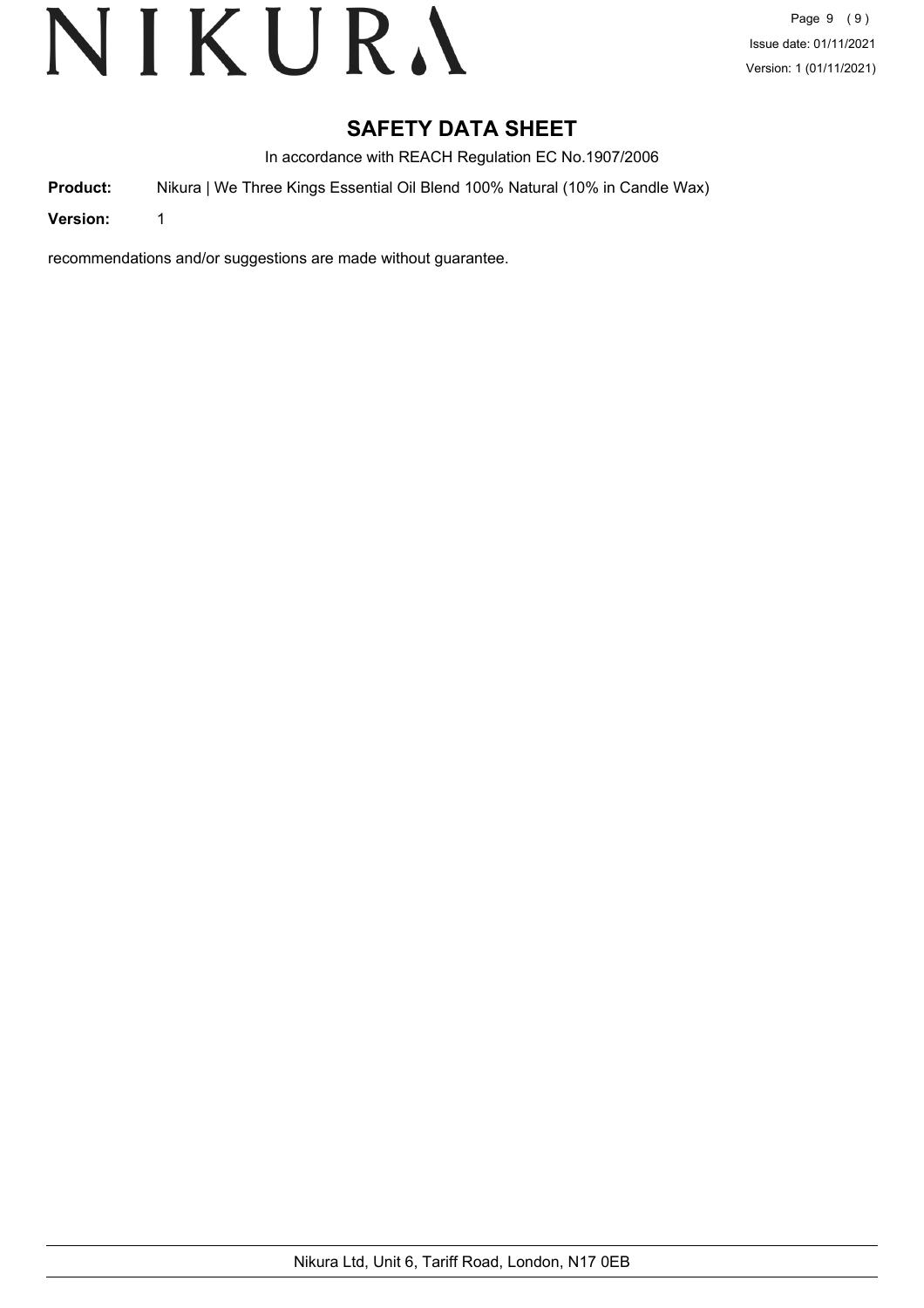# SAFETY DATA SHEET

In accordance with REACH Regulation EC No.1907/2006

**Product:** Nikura | We Three Kings Essential Oil Blend 100% Natural (10% in Candle Wax)

**Version:** 1

recommendations and/or suggestions are made without guarantee.